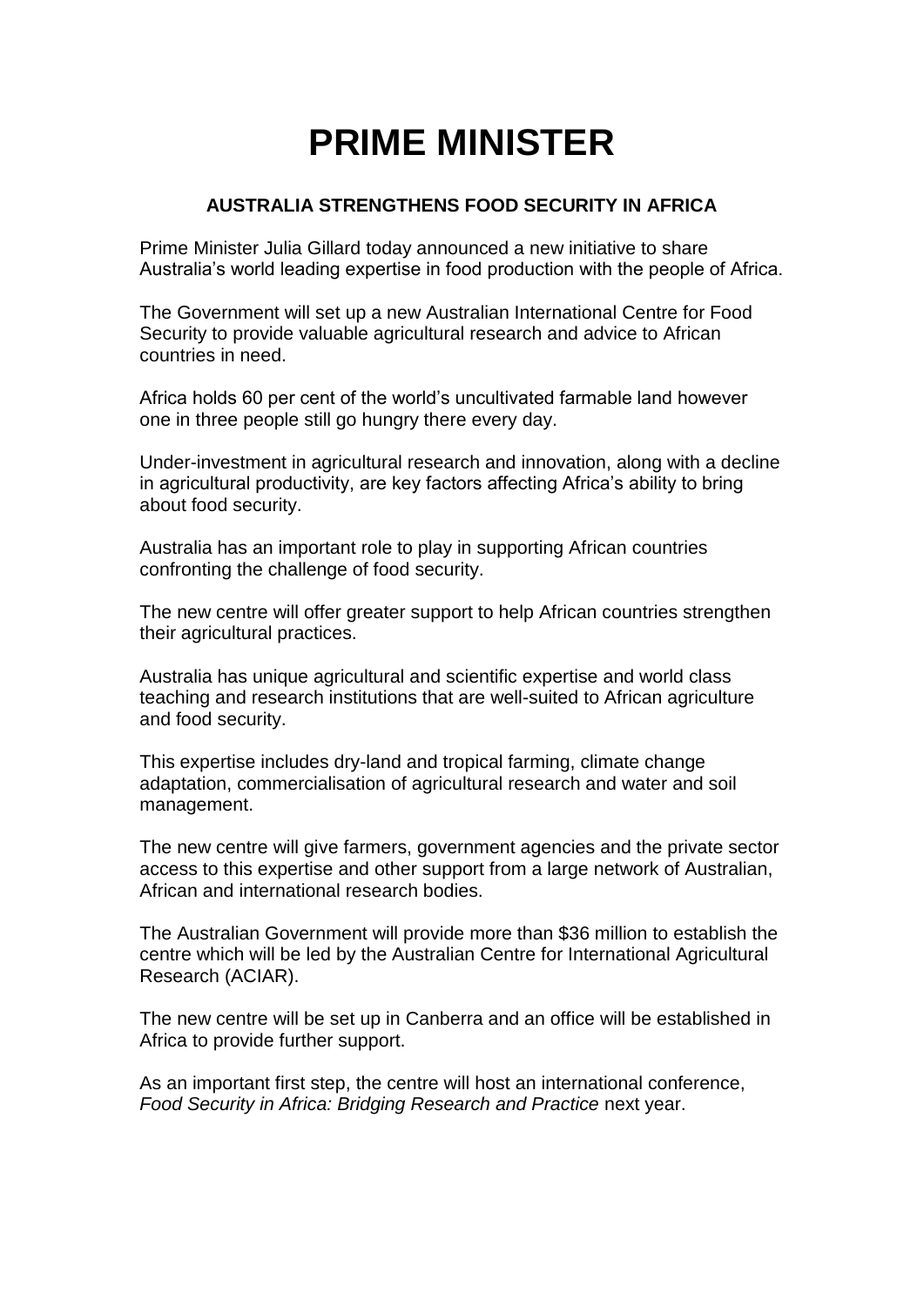# PRIME MINISTER

## AUSTRALIA STRENGTHENS FOOD SECURITY IN AFRICA

Prime Minister Julia Gillard today announced a new initiative to share Australia's world leading expertise in food production with the people of Africa.

The Government will set up a new Australian International Centre for Food Security to provide valuable agricultural research and advice to African countries in need.

Africa holds 60 per cent of the world's uncultivated farmable land however one in three people still go hungry there every day.

Under-investment in agricultural research and innovation, along with a decline in agricultural productivity, are key factors affecting Africa's ability to bring about food security.

Australia has an important role to play in supporting African countries confronting the challenge of food security.

The new centre will offer greater support to help African countries strengthen their agricultural practices.

Australia has unique agricultural and scientific expertise and world class teaching and research institutions that are well-suited to African agriculture and food security.

This expertise includes dry-land and tropical farming, climate change adaptation, commercialisation of agricultural research and water and soil management.

The new centre will give farmers, government agencies and the private sector access to this expertise and other support from a large network of Australian, African and international research bodies.

The Australian Government will provide more than $36 million to establish the centre which will be led by the Australian Centre for International Agricultural Research (ACIAR).

The new centre will be set up in Canberra and an office will be established in Africa to provide further support.

As an important first step, the centre will host an international conference, *Food Security in Africa: Bridging Research and Practice* next year.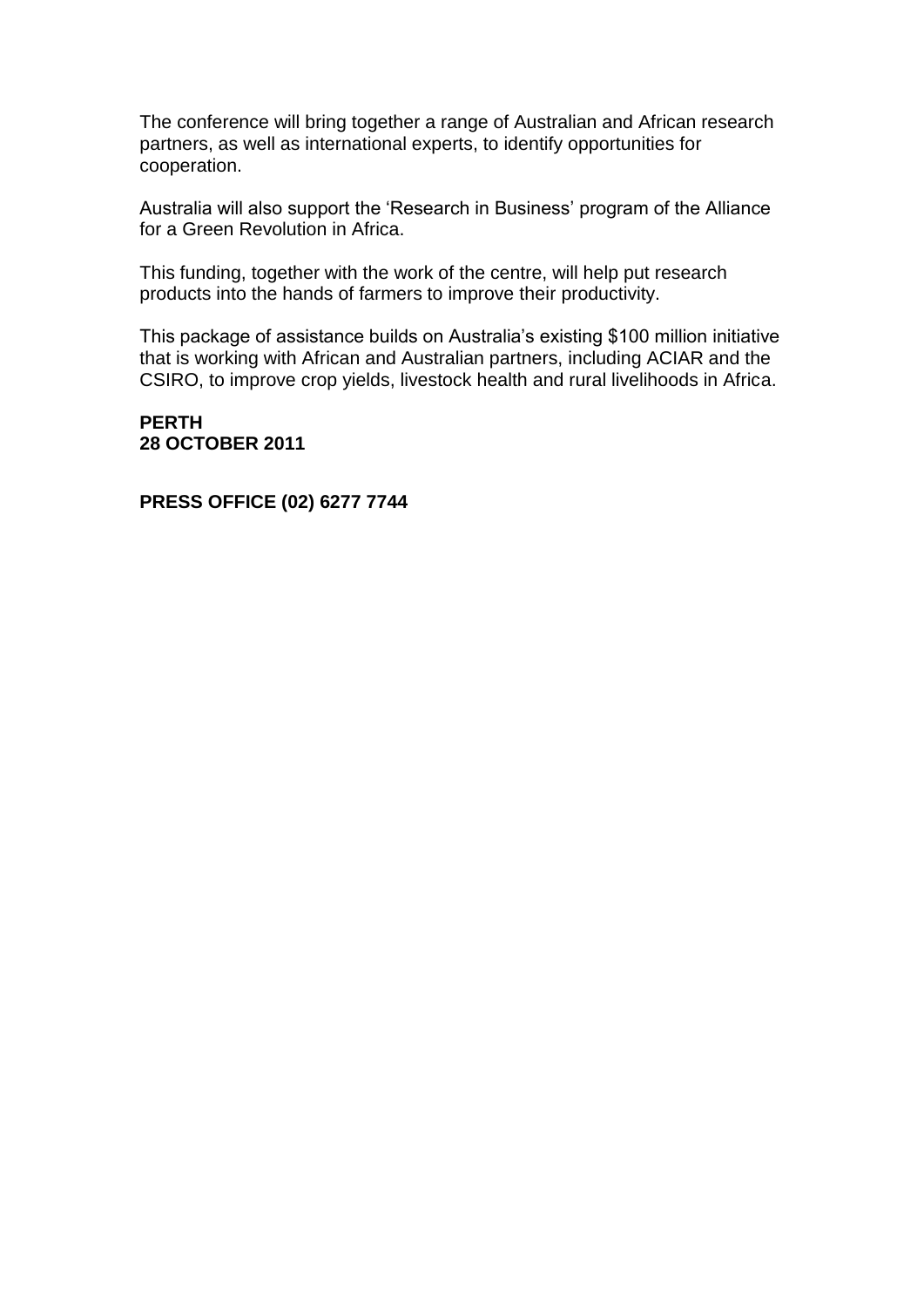The conference will bring together a range of Australian and African research partners, as well as international experts, to identify opportunities for cooperation.

Australia will also support the 'Research in Business' program of the Alliance for a Green Revolution in Africa.

This funding, together with the work of the centre, will help put research products into the hands of farmers to improve their productivity.

This package of assistance builds on Australia's existing $100 million initiative that is working with African and Australian partners, including ACIAR and the CSIRO, to improve crop yields, livestock health and rural livelihoods in Africa.

**PERTH**
**28 OCTOBER 2011**

**PRESS OFFICE (02) 6277 7744**